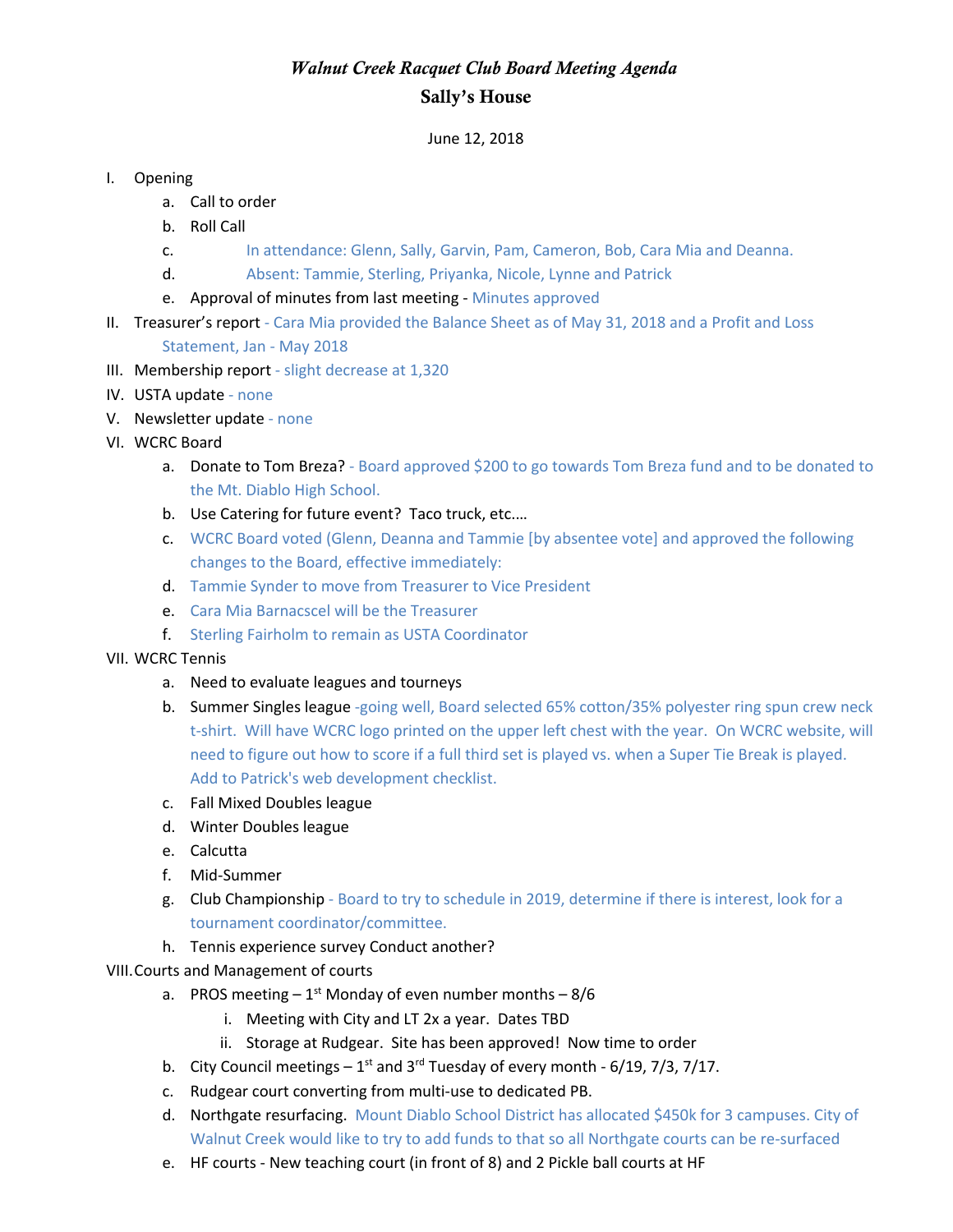# *Walnut Creek Racquet Club Board Meeting Agenda*

## Sally's House

June 12, 2018

I. Opening
   a. Call to order
   b. Roll Call
   c. In attendance: Glenn, Sally, Garvin, Pam, Cameron, Bob, Cara Mia and Deanna.
   d. Absent: Tammie, Sterling, Priyanka, Nicole, Lynne and Patrick
   e. Approval of minutes from last meeting - Minutes approved

II. Treasurer's report - Cara Mia provided the Balance Sheet as of May 31, 2018 and a Profit and Loss Statement, Jan - May 2018

III. Membership report - slight decrease at 1,320

IV. USTA update - none

V. Newsletter update - none

VI. WCRC Board
   a. Donate to Tom Breza? - Board approved $200 to go towards Tom Breza fund and to be donated to the Mt. Diablo High School.
   b. Use Catering for future event? Taco truck, etc.…
   c. WCRC Board voted (Glenn, Deanna and Tammie [by absentee vote] and approved the following changes to the Board, effective immediately:
   d. Tammie Synder to move from Treasurer to Vice President
   e. Cara Mia Barnacscel will be the Treasurer
   f. Sterling Fairholm to remain as USTA Coordinator

VII. WCRC Tennis
   a. Need to evaluate leagues and tourneys
   b. Summer Singles league -going well, Board selected 65% cotton/35% polyester ring spun crew neck t-shirt. Will have WCRC logo printed on the upper left chest with the year. On WCRC website, will need to figure out how to score if a full third set is played vs. when a Super Tie Break is played. Add to Patrick's web development checklist.
   c. Fall Mixed Doubles league
   d. Winter Doubles league
   e. Calcutta
   f. Mid-Summer
   g. Club Championship - Board to try to schedule in 2019, determine if there is interest, look for a tournament coordinator/committee.
   h. Tennis experience survey Conduct another?

VIII. Courts and Management of courts
   a. PROS meeting – 1st Monday of even number months – 8/6
      i. Meeting with City and LT 2x a year. Dates TBD
      ii. Storage at Rudgear. Site has been approved! Now time to order
   b. City Council meetings – 1st and 3rd Tuesday of every month - 6/19, 7/3, 7/17.
   c. Rudgear court converting from multi-use to dedicated PB.
   d. Northgate resurfacing. Mount Diablo School District has allocated $450k for 3 campuses. City of Walnut Creek would like to try to add funds to that so all Northgate courts can be re-surfaced
   e. HF courts - New teaching court (in front of 8) and 2 Pickle ball courts at HF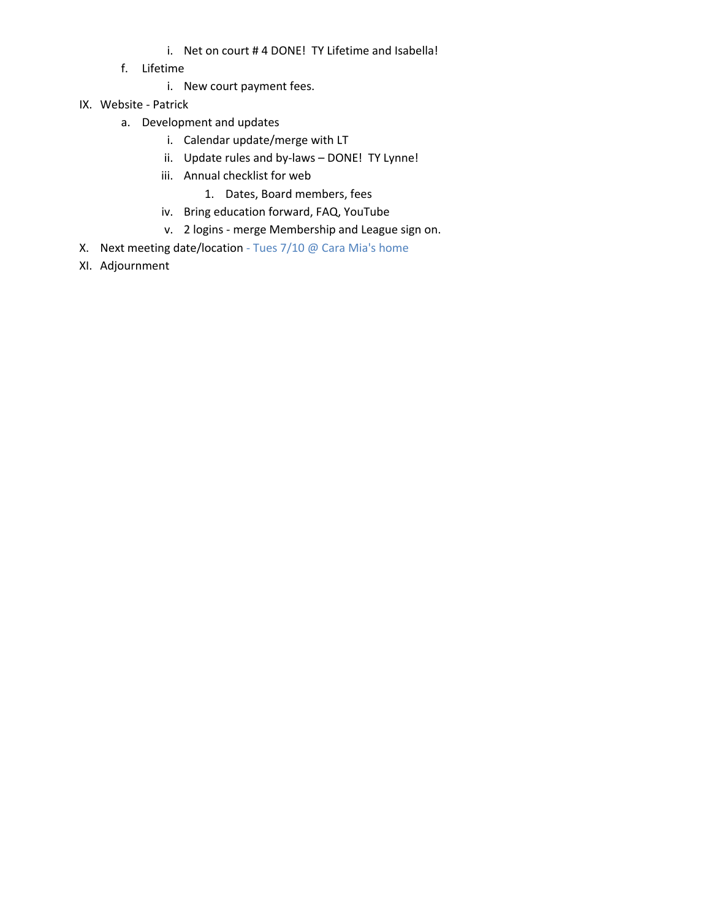i. Net on court # 4 DONE!  TY Lifetime and Isabella!
      f. Lifetime
            i. New court payment fees.

IX. Website - Patrick
      a. Development and updates
            i. Calendar update/merge with LT
            ii. Update rules and by-laws – DONE!  TY Lynne!
            iii. Annual checklist for web
                  1. Dates, Board members, fees
            iv. Bring education forward, FAQ, YouTube
            v. 2 logins - merge Membership and League sign on.

X. Next meeting date/location - Tues 7/10 @ Cara Mia's home

XI. Adjournment